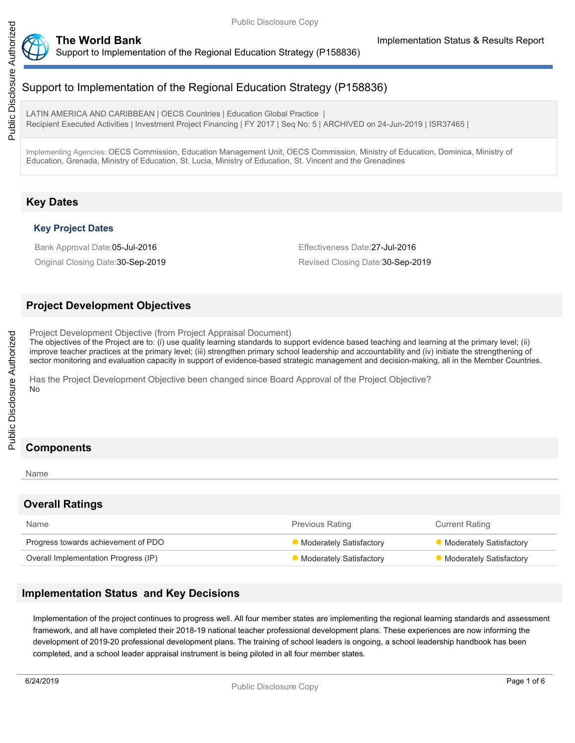# Support to Implementation of the Regional Education Strategy (P158836)

LATIN AMERICA AND CARIBBEAN | OECS Countries | Education Global Practice |
Recipient Executed Activities | Investment Project Financing | FY 2017 | Seq No: 5 | ARCHIVED on 24-Jun-2019 | ISR37465 |

Implementing Agencies: OECS Commission, Education Management Unit, OECS Commission, Ministry of Education, Dominica, Ministry of Education, Grenada, Ministry of Education, St. Lucia, Ministry of Education, St. Vincent and the Grenadines

## Key Dates

### Key Project Dates

Bank Approval Date:05-Jul-2016

Effectiveness Date:27-Jul-2016

Original Closing Date:30-Sep-2019

Revised Closing Date:30-Sep-2019

## Project Development Objectives

Project Development Objective (from Project Appraisal Document)

The objectives of the Project are to: (i) use quality learning standards to support evidence based teaching and learning at the primary level; (ii) improve teacher practices at the primary level; (iii) strengthen primary school leadership and accountability and (iv) initiate the strengthening of sector monitoring and evaluation capacity in support of evidence-based strategic management and decision-making, all in the Member Countries.

Has the Project Development Objective been changed since Board Approval of the Project Objective?

No

## Components

| Name |
| --- |

## Overall Ratings

| Name | Previous Rating | Current Rating |
| --- | --- | --- |
| Progress towards achievement of PDO | Moderately Satisfactory | Moderately Satisfactory |
| Overall Implementation Progress (IP) | Moderately Satisfactory | Moderately Satisfactory |

## Implementation Status and Key Decisions

Implementation of the project continues to progress well. All four member states are implementing the regional learning standards and assessment framework, and all have completed their 2018-19 national teacher professional development plans. These experiences are now informing the development of 2019-20 professional development plans. The training of school leaders is ongoing, a school leadership handbook has been completed, and a school leader appraisal instrument is being piloted in all four member states.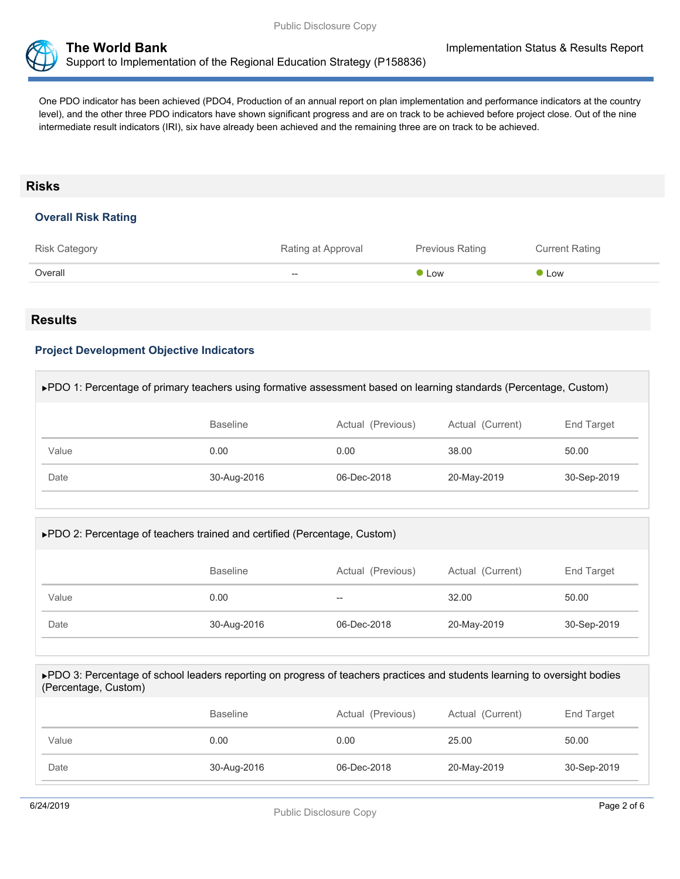One PDO indicator has been achieved (PDO4, Production of an annual report on plan implementation and performance indicators at the country level), and the other three PDO indicators have shown significant progress and are on track to be achieved before project close. Out of the nine intermediate result indicators (IRI), six have already been achieved and the remaining three are on track to be achieved.

## Risks

### Overall Risk Rating

| Risk Category | Rating at Approval | Previous Rating | Current Rating |
|---|---|---|---|
| Overall | -- | Low | Low |

## Results

### Project Development Objective Indicators

▸PDO 1: Percentage of primary teachers using formative assessment based on learning standards (Percentage, Custom)

| | Baseline | Actual (Previous) | Actual (Current) | End Target |
|---|---|---|---|---|
| Value | 0.00 | 0.00 | 38.00 | 50.00 |
| Date | 30-Aug-2016 | 06-Dec-2018 | 20-May-2019 | 30-Sep-2019 |

▸PDO 2: Percentage of teachers trained and certified (Percentage, Custom)

| | Baseline | Actual (Previous) | Actual (Current) | End Target |
|---|---|---|---|---|
| Value | 0.00 | -- | 32.00 | 50.00 |
| Date | 30-Aug-2016 | 06-Dec-2018 | 20-May-2019 | 30-Sep-2019 |

▸PDO 3: Percentage of school leaders reporting on progress of teachers practices and students learning to oversight bodies (Percentage, Custom)

| | Baseline | Actual (Previous) | Actual (Current) | End Target |
|---|---|---|---|---|
| Value | 0.00 | 0.00 | 25.00 | 50.00 |
| Date | 30-Aug-2016 | 06-Dec-2018 | 20-May-2019 | 30-Sep-2019 |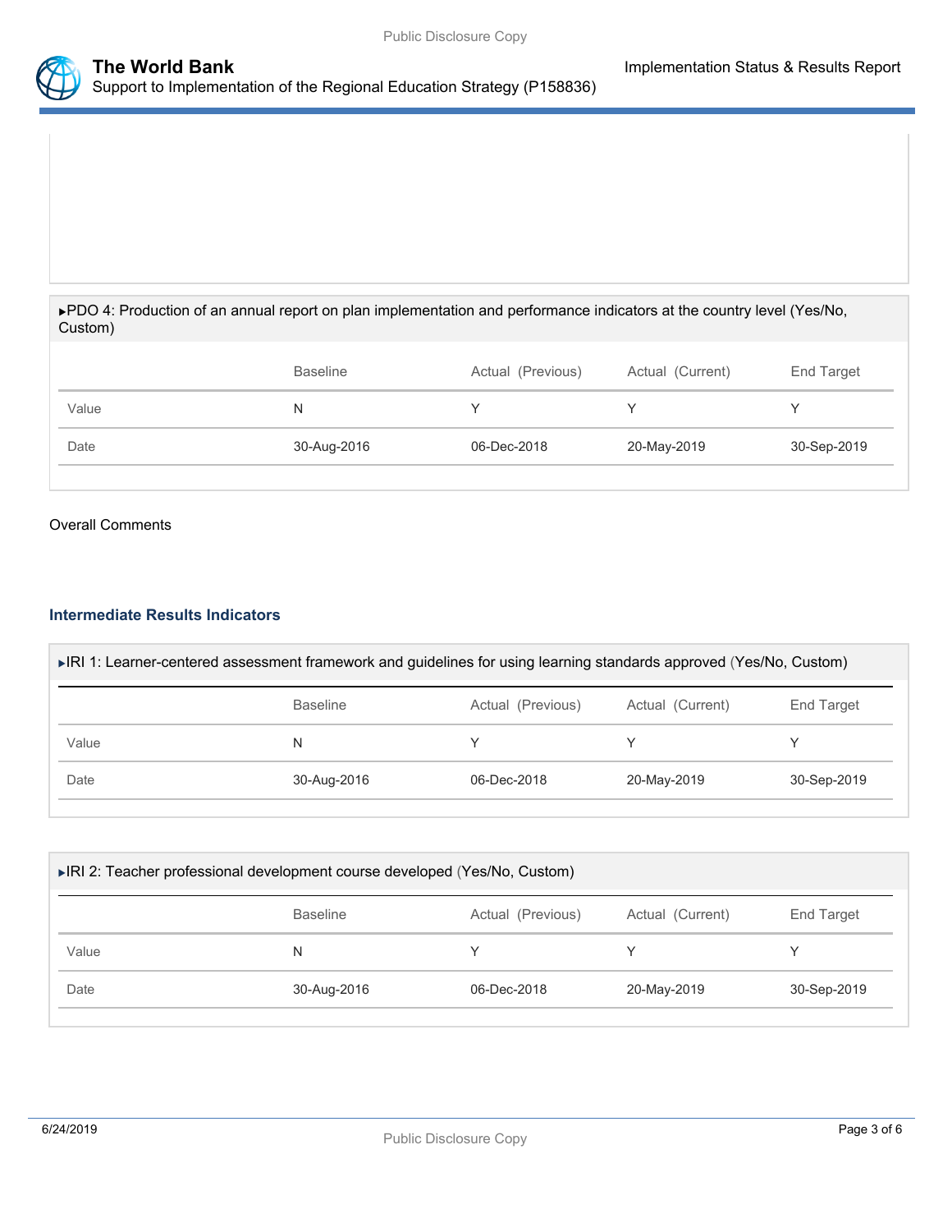▸PDO 4: Production of an annual report on plan implementation and performance indicators at the country level (Yes/No, Custom)

| | Baseline | Actual (Previous) | Actual (Current) | End Target |
|---|---|---|---|---|
| Value | N | Y | Y | Y |
| Date | 30-Aug-2016 | 06-Dec-2018 | 20-May-2019 | 30-Sep-2019 |

Overall Comments

### Intermediate Results Indicators

▸IRI 1: Learner-centered assessment framework and guidelines for using learning standards approved (Yes/No, Custom)

| | Baseline | Actual (Previous) | Actual (Current) | End Target |
|---|---|---|---|---|
| Value | N | Y | Y | Y |
| Date | 30-Aug-2016 | 06-Dec-2018 | 20-May-2019 | 30-Sep-2019 |

▸IRI 2: Teacher professional development course developed (Yes/No, Custom)

| | Baseline | Actual (Previous) | Actual (Current) | End Target |
|---|---|---|---|---|
| Value | N | Y | Y | Y |
| Date | 30-Aug-2016 | 06-Dec-2018 | 20-May-2019 | 30-Sep-2019 |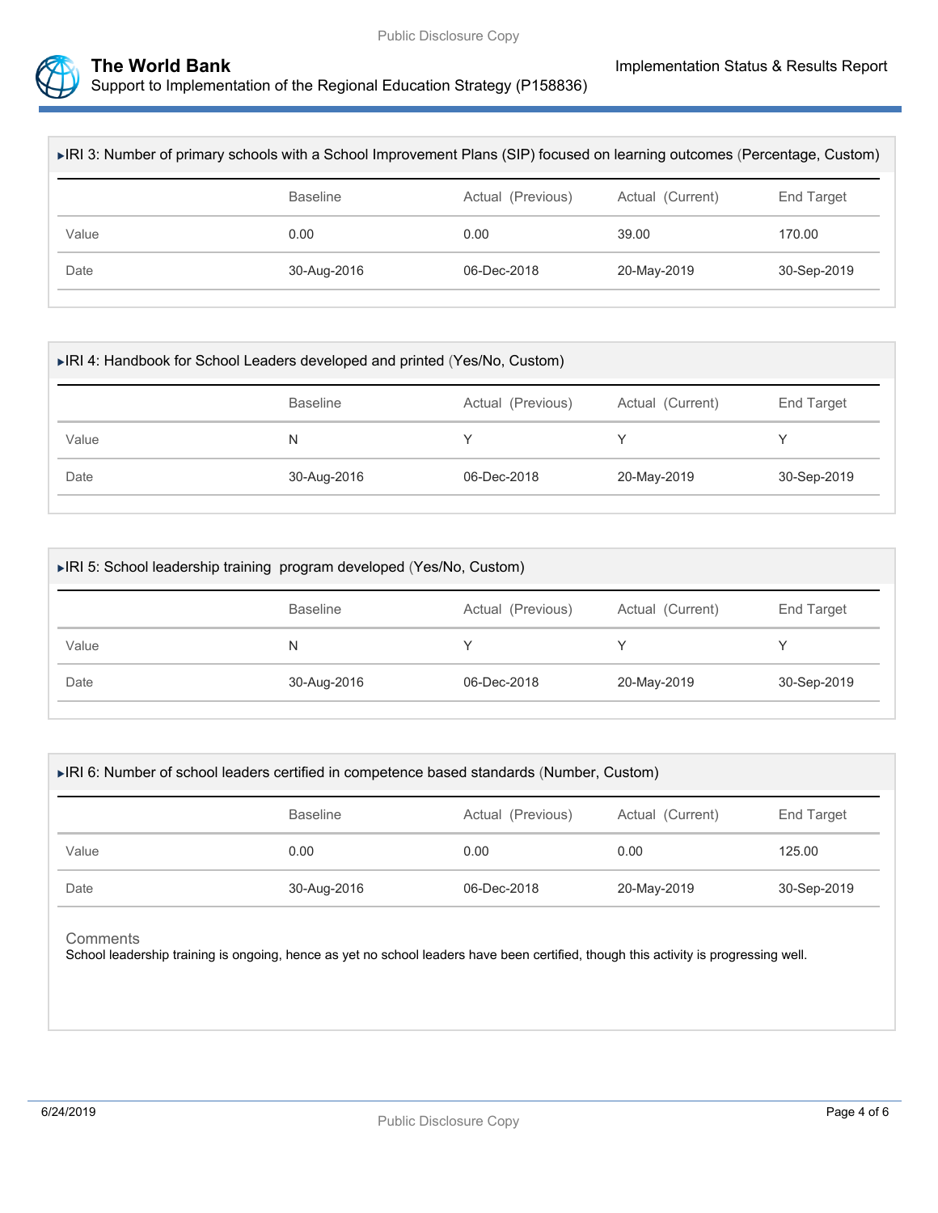### ▸IRI 3: Number of primary schools with a School Improvement Plans (SIP) focused on learning outcomes (Percentage, Custom)

| | Baseline | Actual (Previous) | Actual (Current) | End Target |
|---|---|---|---|---|
| Value | 0.00 | 0.00 | 39.00 | 170.00 |
| Date | 30-Aug-2016 | 06-Dec-2018 | 20-May-2019 | 30-Sep-2019 |

### ▸IRI 4: Handbook for School Leaders developed and printed (Yes/No, Custom)

| | Baseline | Actual (Previous) | Actual (Current) | End Target |
|---|---|---|---|---|
| Value | N | Y | Y | Y |
| Date | 30-Aug-2016 | 06-Dec-2018 | 20-May-2019 | 30-Sep-2019 |

### ▸IRI 5: School leadership training program developed (Yes/No, Custom)

| | Baseline | Actual (Previous) | Actual (Current) | End Target |
|---|---|---|---|---|
| Value | N | Y | Y | Y |
| Date | 30-Aug-2016 | 06-Dec-2018 | 20-May-2019 | 30-Sep-2019 |

### ▸IRI 6: Number of school leaders certified in competence based standards (Number, Custom)

| | Baseline | Actual (Previous) | Actual (Current) | End Target |
|---|---|---|---|---|
| Value | 0.00 | 0.00 | 0.00 | 125.00 |
| Date | 30-Aug-2016 | 06-Dec-2018 | 20-May-2019 | 30-Sep-2019 |

Comments

School leadership training is ongoing, hence as yet no school leaders have been certified, though this activity is progressing well.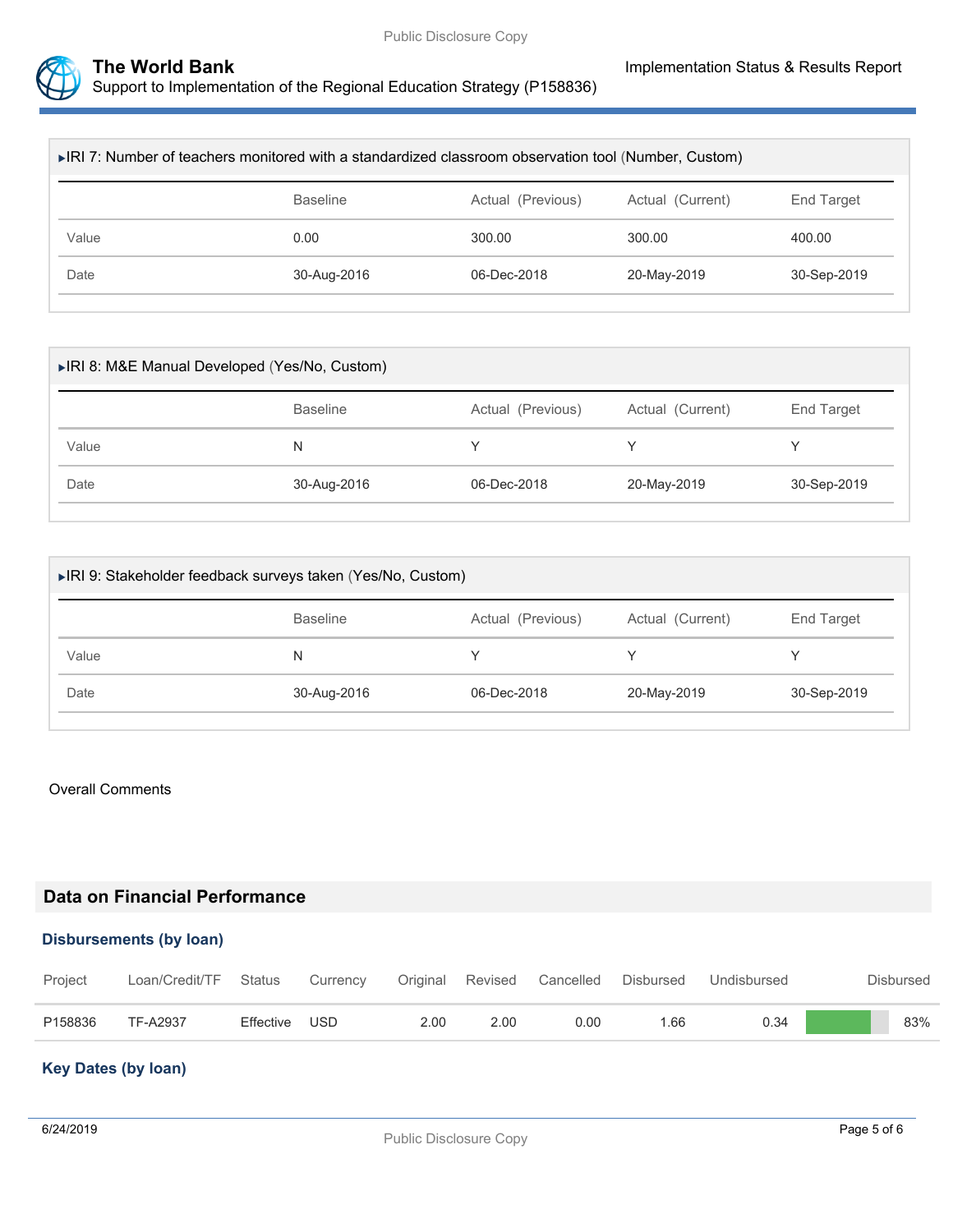### ▸IRI 7: Number of teachers monitored with a standardized classroom observation tool (Number, Custom)

| | Baseline | Actual (Previous) | Actual (Current) | End Target |
|---|---|---|---|---|
| Value | 0.00 | 300.00 | 300.00 | 400.00 |
| Date | 30-Aug-2016 | 06-Dec-2018 | 20-May-2019 | 30-Sep-2019 |

### ▸IRI 8: M&E Manual Developed (Yes/No, Custom)

| | Baseline | Actual (Previous) | Actual (Current) | End Target |
|---|---|---|---|---|
| Value | N | Y | Y | Y |
| Date | 30-Aug-2016 | 06-Dec-2018 | 20-May-2019 | 30-Sep-2019 |

### ▸IRI 9: Stakeholder feedback surveys taken (Yes/No, Custom)

| | Baseline | Actual (Previous) | Actual (Current) | End Target |
|---|---|---|---|---|
| Value | N | Y | Y | Y |
| Date | 30-Aug-2016 | 06-Dec-2018 | 20-May-2019 | 30-Sep-2019 |

Overall Comments

## Data on Financial Performance

### Disbursements (by loan)

| Project | Loan/Credit/TF | Status | Currency | Original | Revised | Cancelled | Disbursed | Undisbursed | Disbursed |
|---|---|---|---|---|---|---|---|---|---|
| P158836 | TF-A2937 | Effective | USD | 2.00 | 2.00 | 0.00 | 1.66 | 0.34 | 83% |

### Key Dates (by loan)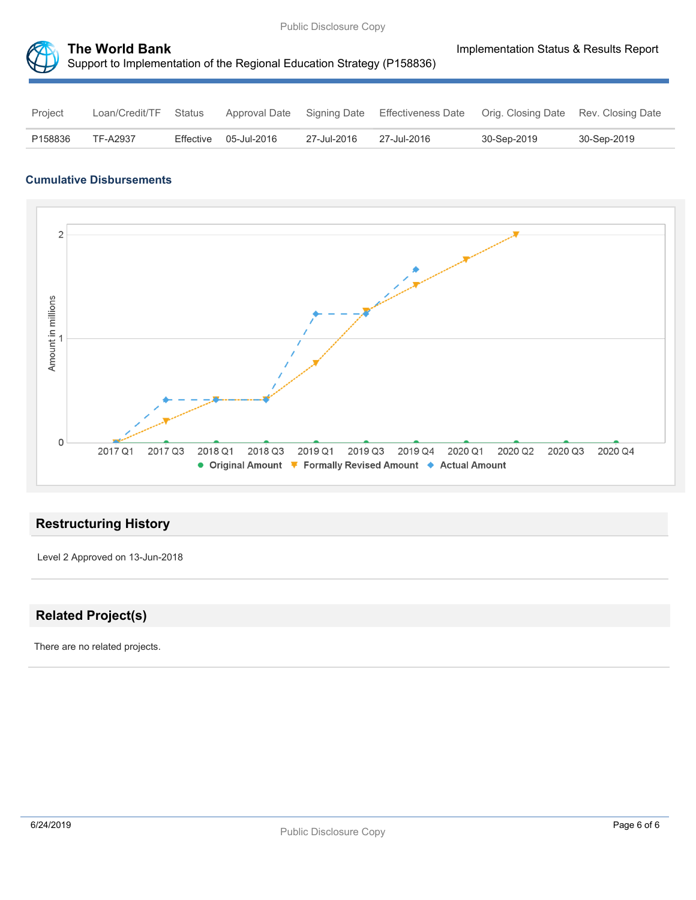| Project | Loan/Credit/TF | Status | Approval Date | Signing Date | Effectiveness Date | Orig. Closing Date | Rev. Closing Date |
|---|---|---|---|---|---|---|---|
| P158836 | TF-A2937 | Effective | 05-Jul-2016 | 27-Jul-2016 | 27-Jul-2016 | 30-Sep-2019 | 30-Sep-2019 |

### Cumulative Disbursements

Amount in millions

2
1
0

2017 Q1 2017 Q3 2018 Q1 2018 Q3 2019 Q1 2019 Q3 2019 Q4 2020 Q1 2020 Q2 2020 Q3 2020 Q4

Original Amount | Formally Revised Amount | Actual Amount

## Restructuring History

Level 2 Approved on 13-Jun-2018

## Related Project(s)

There are no related projects.